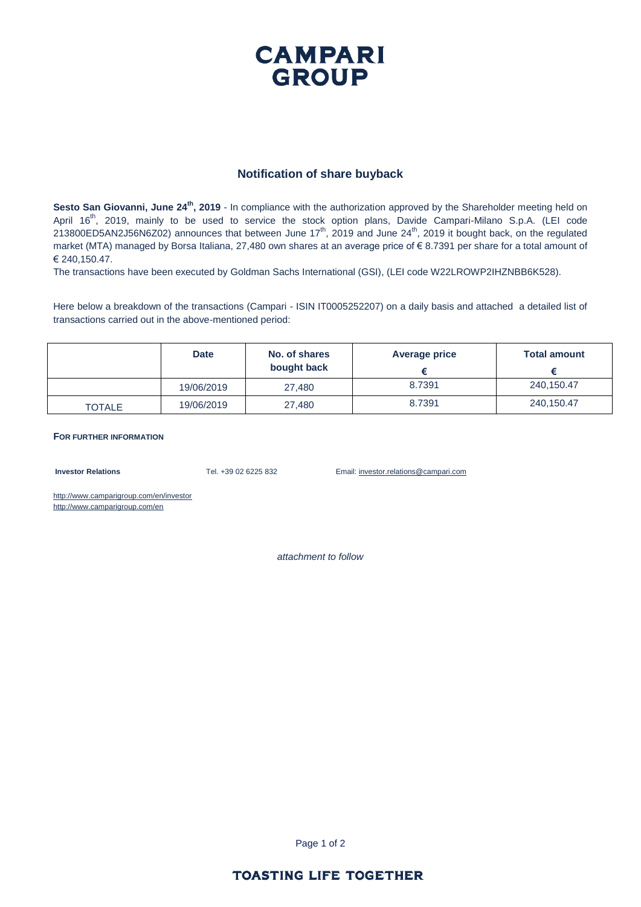# CAMPARI GROUP

## Notification of share buyback

**Sesto San Giovanni, June 24th, 2019** - In compliance with the authorization approved by the Shareholder meeting held on April 16th, 2019, mainly to be used to service the stock option plans, Davide Campari-Milano S.p.A. (LEI code 213800ED5AN2J56N6Z02) announces that between June 17th, 2019 and June 24th, 2019 it bought back, on the regulated market (MTA) managed by Borsa Italiana, 27,480 own shares at an average price of € 8.7391 per share for a total amount of € 240,150.47.

The transactions have been executed by Goldman Sachs International (GSI), (LEI code W22LROWP2IHZNBB6K528).

Here below a breakdown of the transactions (Campari - ISIN IT0005252207) on a daily basis and attached a detailed list of transactions carried out in the above-mentioned period:

| | Date | No. of shares bought back | Average price € | Total amount € |
|---|---|---|---|---|
| | 19/06/2019 | 27,480 | 8.7391 | 240,150.47 |
| TOTALE | 19/06/2019 | 27,480 | 8.7391 | 240,150.47 |

**FOR FURTHER INFORMATION**

**Investor Relations** Tel. +39 02 6225 832 Email: investor.relations@campari.com

http://www.camparigroup.com/en/investor
http://www.camparigroup.com/en

*attachment to follow*

**TOASTING LIFE TOGETHER**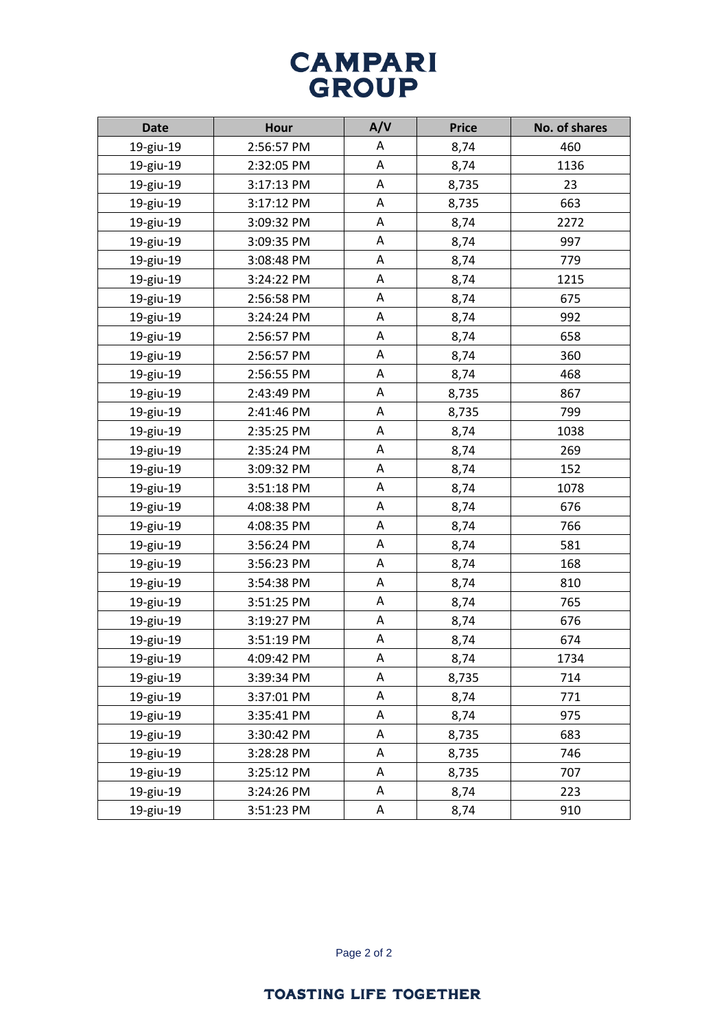| Date | Hour | A/V | Price | No. of shares |
|---|---|---|---|---|
| 19-giu-19 | 2:56:57 PM | A | 8,74 | 460 |
| 19-giu-19 | 2:32:05 PM | A | 8,74 | 1136 |
| 19-giu-19 | 3:17:13 PM | A | 8,735 | 23 |
| 19-giu-19 | 3:17:12 PM | A | 8,735 | 663 |
| 19-giu-19 | 3:09:32 PM | A | 8,74 | 2272 |
| 19-giu-19 | 3:09:35 PM | A | 8,74 | 997 |
| 19-giu-19 | 3:08:48 PM | A | 8,74 | 779 |
| 19-giu-19 | 3:24:22 PM | A | 8,74 | 1215 |
| 19-giu-19 | 2:56:58 PM | A | 8,74 | 675 |
| 19-giu-19 | 3:24:24 PM | A | 8,74 | 992 |
| 19-giu-19 | 2:56:57 PM | A | 8,74 | 658 |
| 19-giu-19 | 2:56:57 PM | A | 8,74 | 360 |
| 19-giu-19 | 2:56:55 PM | A | 8,74 | 468 |
| 19-giu-19 | 2:43:49 PM | A | 8,735 | 867 |
| 19-giu-19 | 2:41:46 PM | A | 8,735 | 799 |
| 19-giu-19 | 2:35:25 PM | A | 8,74 | 1038 |
| 19-giu-19 | 2:35:24 PM | A | 8,74 | 269 |
| 19-giu-19 | 3:09:32 PM | A | 8,74 | 152 |
| 19-giu-19 | 3:51:18 PM | A | 8,74 | 1078 |
| 19-giu-19 | 4:08:38 PM | A | 8,74 | 676 |
| 19-giu-19 | 4:08:35 PM | A | 8,74 | 766 |
| 19-giu-19 | 3:56:24 PM | A | 8,74 | 581 |
| 19-giu-19 | 3:56:23 PM | A | 8,74 | 168 |
| 19-giu-19 | 3:54:38 PM | A | 8,74 | 810 |
| 19-giu-19 | 3:51:25 PM | A | 8,74 | 765 |
| 19-giu-19 | 3:19:27 PM | A | 8,74 | 676 |
| 19-giu-19 | 3:51:19 PM | A | 8,74 | 674 |
| 19-giu-19 | 4:09:42 PM | A | 8,74 | 1734 |
| 19-giu-19 | 3:39:34 PM | A | 8,735 | 714 |
| 19-giu-19 | 3:37:01 PM | A | 8,74 | 771 |
| 19-giu-19 | 3:35:41 PM | A | 8,74 | 975 |
| 19-giu-19 | 3:30:42 PM | A | 8,735 | 683 |
| 19-giu-19 | 3:28:28 PM | A | 8,735 | 746 |
| 19-giu-19 | 3:25:12 PM | A | 8,735 | 707 |
| 19-giu-19 | 3:24:26 PM | A | 8,74 | 223 |
| 19-giu-19 | 3:51:23 PM | A | 8,74 | 910 |